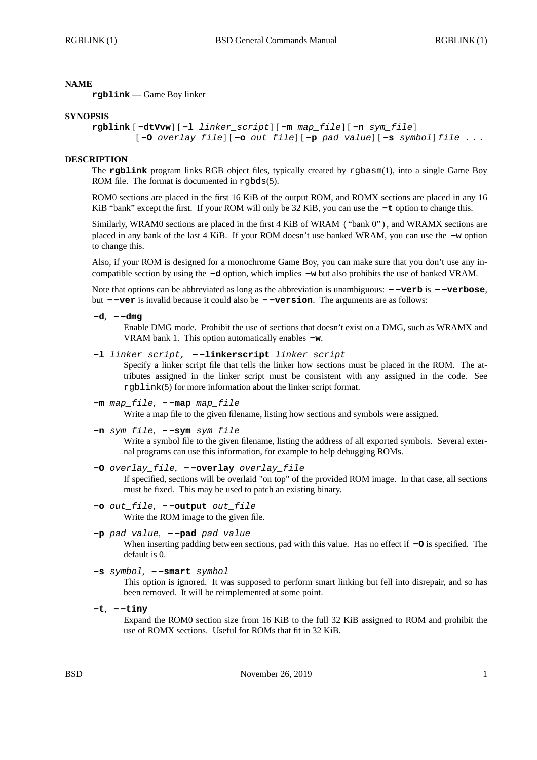## NAME

**rgblink** — Game Boy linker

## SYNOPSIS

**rgblink** [ **-dtVvw** ] [ **-l** *linker_script* ] [ **-m** *map_file* ] [ **-n** *sym_file* ] [ **-O** *overlay_file* ] [ **-o** *out_file* ] [ **-p** *pad_value* ] [ **-s** *symbol* ] *file ...*

## DESCRIPTION

The **rgblink** program links RGB object files, typically created by rgbasm(1), into a single Game Boy ROM file. The format is documented in rgbds(5).

ROM0 sections are placed in the first 16 KiB of the output ROM, and ROMX sections are placed in any 16 KiB "bank" except the first. If your ROM will only be 32 KiB, you can use the **-t** option to change this.

Similarly, WRAM0 sections are placed in the first 4 KiB of WRAM ("bank 0"), and WRAMX sections are placed in any bank of the last 4 KiB. If your ROM doesn't use banked WRAM, you can use the **-w** option to change this.

Also, if your ROM is designed for a monochrome Game Boy, you can make sure that you don't use any incompatible section by using the **-d** option, which implies **-w** but also prohibits the use of banked VRAM.

Note that options can be abbreviated as long as the abbreviation is unambiguous: **--verb** is **--verbose**, but **--ver** is invalid because it could also be **--version**. The arguments are as follows:

**-d**, **--dmg**
: Enable DMG mode. Prohibit the use of sections that doesn't exist on a DMG, such as WRAMX and VRAM bank 1. This option automatically enables **-w**.

**-l** *linker_script*, **--linkerscript** *linker_script*
: Specify a linker script file that tells the linker how sections must be placed in the ROM. The attributes assigned in the linker script must be consistent with any assigned in the code. See rgblink(5) for more information about the linker script format.

**-m** *map_file*, **--map** *map_file*
: Write a map file to the given filename, listing how sections and symbols were assigned.

**-n** *sym_file*, **--sym** *sym_file*
: Write a symbol file to the given filename, listing the address of all exported symbols. Several external programs can use this information, for example to help debugging ROMs.

**-O** *overlay_file*, **--overlay** *overlay_file*
: If specified, sections will be overlaid "on top" of the provided ROM image. In that case, all sections must be fixed. This may be used to patch an existing binary.

**-o** *out_file*, **--output** *out_file*
: Write the ROM image to the given file.

**-p** *pad_value*, **--pad** *pad_value*
: When inserting padding between sections, pad with this value. Has no effect if **-O** is specified. The default is 0.

**-s** *symbol*, **--smart** *symbol*
: This option is ignored. It was supposed to perform smart linking but fell into disrepair, and so has been removed. It will be reimplemented at some point.

**-t**, **--tiny**
: Expand the ROM0 section size from 16 KiB to the full 32 KiB assigned to ROM and prohibit the use of ROMX sections. Useful for ROMs that fit in 32 KiB.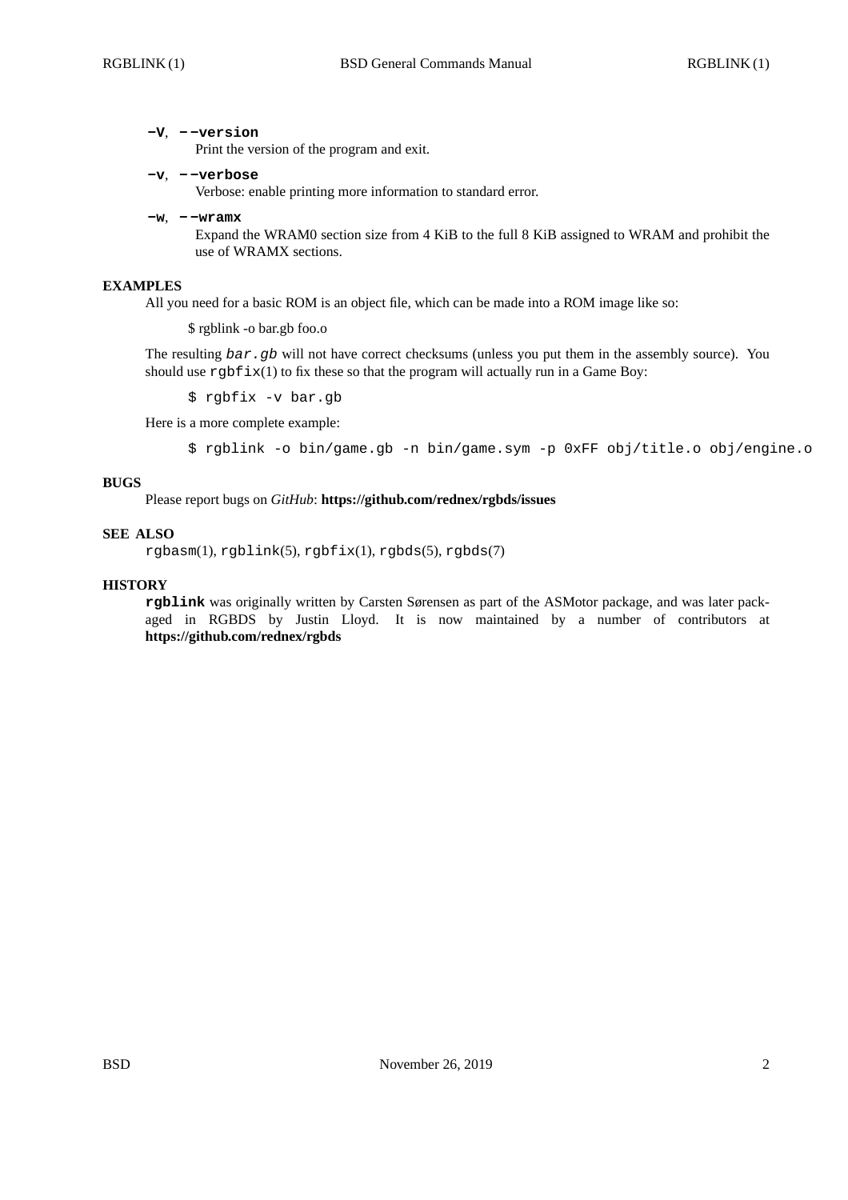**−V**, **−−version**
Print the version of the program and exit.

**−v**, **−−verbose**
Verbose: enable printing more information to standard error.

**−w**, **−−wramx**
Expand the WRAM0 section size from 4 KiB to the full 8 KiB assigned to WRAM and prohibit the use of WRAMX sections.

## EXAMPLES

All you need for a basic ROM is an object file, which can be made into a ROM image like so:

```
$ rgblink -o bar.gb foo.o
```

The resulting *bar.gb* will not have correct checksums (unless you put them in the assembly source). You should use `rgbfix`(1) to fix these so that the program will actually run in a Game Boy:

```
$ rgbfix -v bar.gb
```

Here is a more complete example:

```
$ rgblink -o bin/game.gb -n bin/game.sym -p 0xFF obj/title.o obj/engine.o
```

## BUGS

Please report bugs on *GitHub*: **https://github.com/rednex/rgbds/issues**

## SEE ALSO

`rgbasm`(1), `rgblink`(5), `rgbfix`(1), `rgbds`(5), `rgbds`(7)

## HISTORY

**rgblink** was originally written by Carsten Sørensen as part of the ASMotor package, and was later packaged in RGBDS by Justin Lloyd. It is now maintained by a number of contributors at **https://github.com/rednex/rgbds**